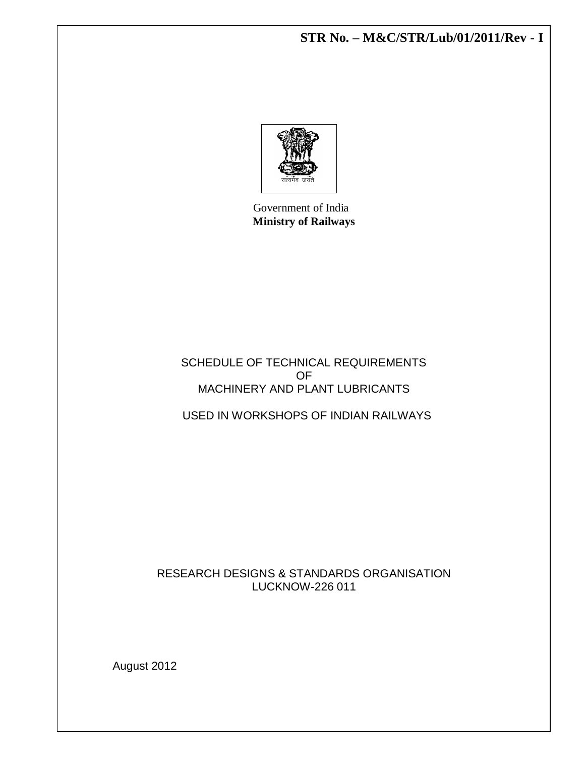**STR No. – M&C/STR/Lub/01/2011/Rev - I**

सत्यमेव जयते

Government of India
**Ministry of Railways**

# SCHEDULE OF TECHNICAL REQUIREMENTS OF MACHINERY AND PLANT LUBRICANTS

## USED IN WORKSHOPS OF INDIAN RAILWAYS

RESEARCH DESIGNS & STANDARDS ORGANISATION
LUCKNOW-226 011

August 2012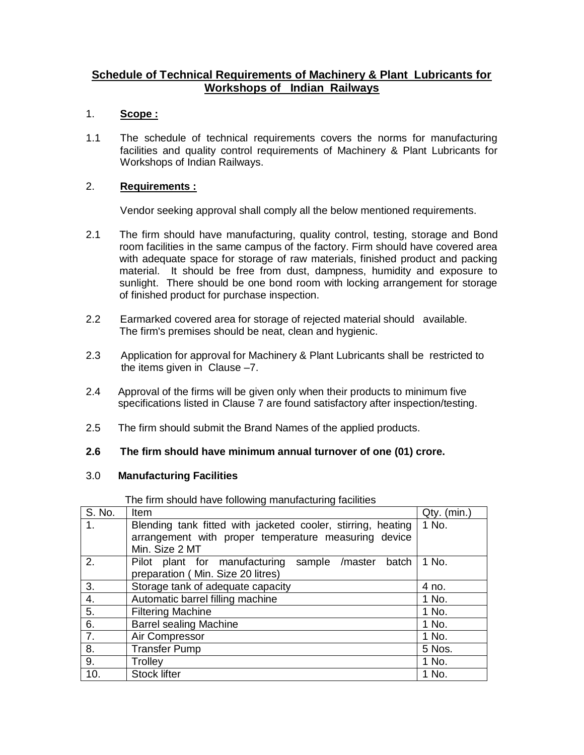## Schedule of Technical Requirements of Machinery & Plant Lubricants for Workshops of Indian Railways

1. **Scope :**

1.1 The schedule of technical requirements covers the norms for manufacturing facilities and quality control requirements of Machinery & Plant Lubricants for Workshops of Indian Railways.

2. **Requirements :**

Vendor seeking approval shall comply all the below mentioned requirements.

2.1 The firm should have manufacturing, quality control, testing, storage and Bond room facilities in the same campus of the factory. Firm should have covered area with adequate space for storage of raw materials, finished product and packing material. It should be free from dust, dampness, humidity and exposure to sunlight. There should be one bond room with locking arrangement for storage of finished product for purchase inspection.

2.2 Earmarked covered area for storage of rejected material should available. The firm's premises should be neat, clean and hygienic.

2.3 Application for approval for Machinery & Plant Lubricants shall be restricted to the items given in Clause –7.

2.4 Approval of the firms will be given only when their products to minimum five specifications listed in Clause 7 are found satisfactory after inspection/testing.

2.5 The firm should submit the Brand Names of the applied products.

**2.6 The firm should have minimum annual turnover of one (01) crore.**

3.0 **Manufacturing Facilities**

The firm should have following manufacturing facilities

| S. No. | Item | Qty. (min.) |
|---|---|---|
| 1. | Blending tank fitted with jacketed cooler, stirring, heating arrangement with proper temperature measuring device Min. Size 2 MT | 1 No. |
| 2. | Pilot plant for manufacturing sample /master batch preparation ( Min. Size 20 litres) | 1 No. |
| 3. | Storage tank of adequate capacity | 4 no. |
| 4. | Automatic barrel filling machine | 1 No. |
| 5. | Filtering Machine | 1 No. |
| 6. | Barrel sealing Machine | 1 No. |
| 7. | Air Compressor | 1 No. |
| 8. | Transfer Pump | 5 Nos. |
| 9. | Trolley | 1 No. |
| 10. | Stock lifter | 1 No. |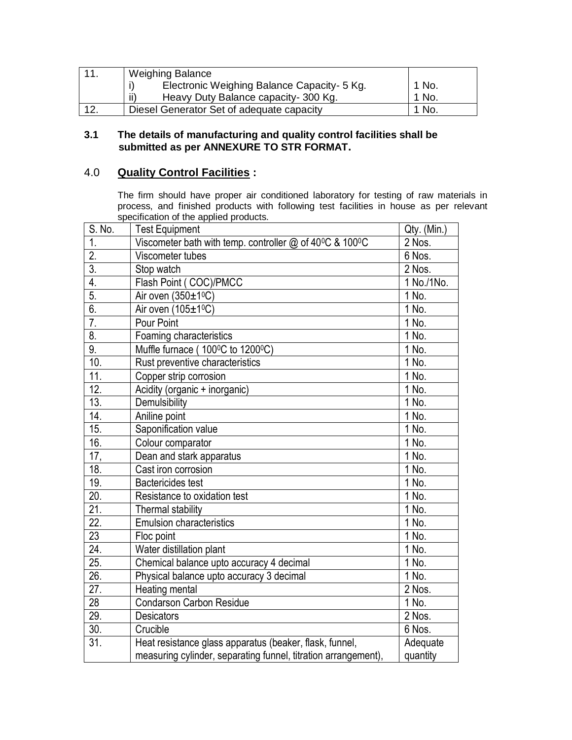| 11. | Weighing Balance<br>i) Electronic Weighing Balance Capacity- 5 Kg.<br>ii) Heavy Duty Balance capacity- 300 Kg. | <br>1 No.<br>1 No. |
|---|---|---|
| 12. | Diesel Generator Set of adequate capacity | 1 No. |

**3.1 The details of manufacturing and quality control facilities shall be submitted as per ANNEXURE TO STR FORMAT.**

## 4.0 **Quality Control Facilities :**

The firm should have proper air conditioned laboratory for testing of raw materials in process, and finished products with following test facilities in house as per relevant specification of the applied products.

| S. No. | Test Equipment | Qty. (Min.) |
|---|---|---|
| 1. | Viscometer bath with temp. controller @ of 40$^0$C & 100$^0$C | 2 Nos. |
| 2. | Viscometer tubes | 6 Nos. |
| 3. | Stop watch | 2 Nos. |
| 4. | Flash Point ( COC)/PMCC | 1 No./1No. |
| 5. | Air oven (350±1$^0$C) | 1 No. |
| 6. | Air oven (105±1$^0$C) | 1 No. |
| 7. | Pour Point | 1 No. |
| 8. | Foaming characteristics | 1 No. |
| 9. | Muffle furnace ( 100$^0$C to 1200$^0$C) | 1 No. |
| 10. | Rust preventive characteristics | 1 No. |
| 11. | Copper strip corrosion | 1 No. |
| 12. | Acidity (organic + inorganic) | 1 No. |
| 13. | Demulsibility | 1 No. |
| 14. | Aniline point | 1 No. |
| 15. | Saponification value | 1 No. |
| 16. | Colour comparator | 1 No. |
| 17, | Dean and stark apparatus | 1 No. |
| 18. | Cast iron corrosion | 1 No. |
| 19. | Bactericides test | 1 No. |
| 20. | Resistance to oxidation test | 1 No. |
| 21. | Thermal stability | 1 No. |
| 22. | Emulsion characteristics | 1 No. |
| 23 | Floc point | 1 No. |
| 24. | Water distillation plant | 1 No. |
| 25. | Chemical balance upto accuracy 4 decimal | 1 No. |
| 26. | Physical balance upto accuracy 3 decimal | 1 No. |
| 27. | Heating mental | 2 Nos. |
| 28 | Condarson Carbon Residue | 1 No. |
| 29. | Desicators | 2 Nos. |
| 30. | Crucible | 6 Nos. |
| 31. | Heat resistance glass apparatus (beaker, flask, funnel, measuring cylinder, separating funnel, titration arrangement), | Adequate quantity |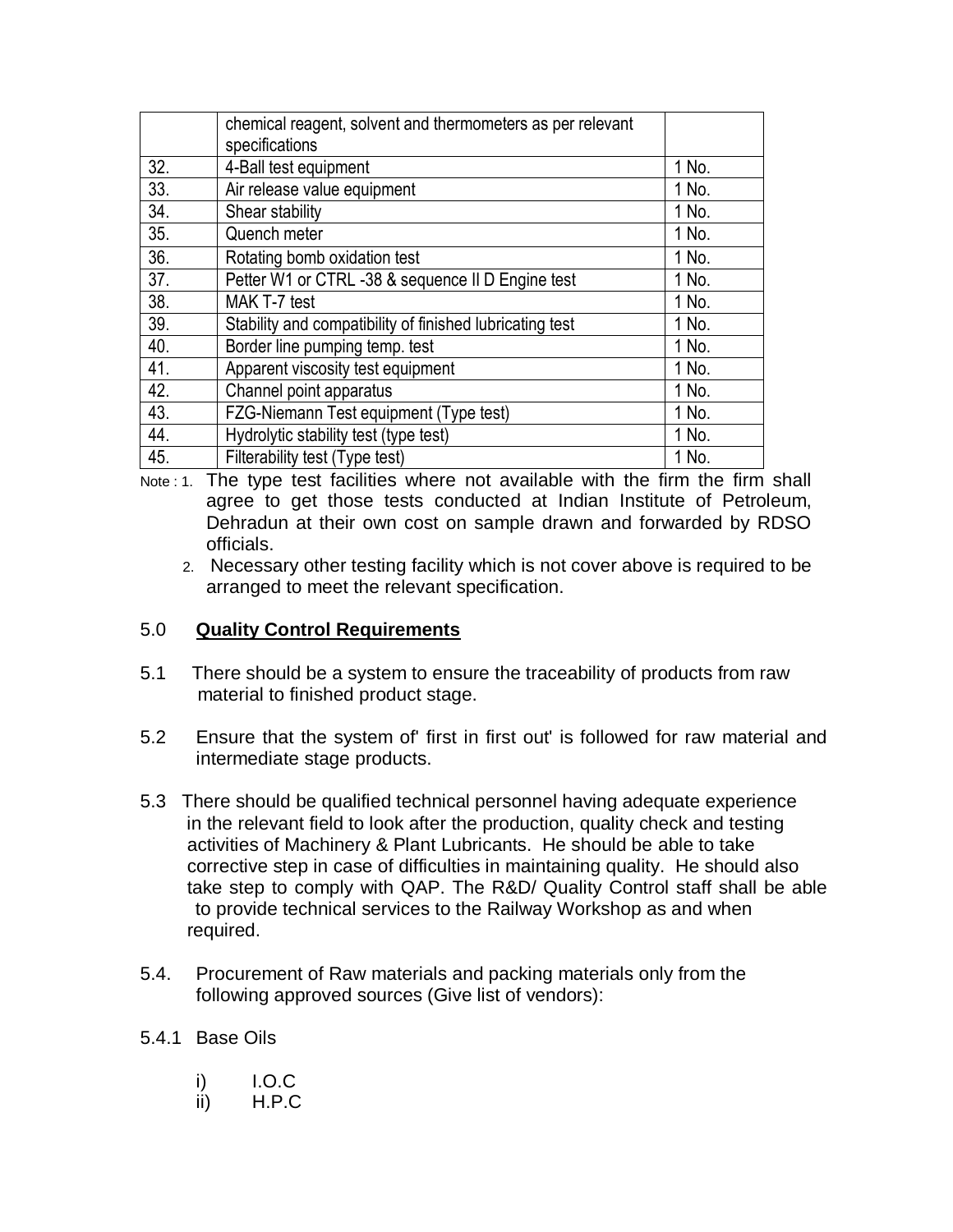|  |  |  |
|---|---|---|
|  | chemical reagent, solvent and thermometers as per relevant specifications |  |
| 32. | 4-Ball test equipment | 1 No. |
| 33. | Air release value equipment | 1 No. |
| 34. | Shear stability | 1 No. |
| 35. | Quench meter | 1 No. |
| 36. | Rotating bomb oxidation test | 1 No. |
| 37. | Petter W1 or CTRL -38 & sequence II D Engine test | 1 No. |
| 38. | MAK T-7 test | 1 No. |
| 39. | Stability and compatibility of finished lubricating test | 1 No. |
| 40. | Border line pumping temp. test | 1 No. |
| 41. | Apparent viscosity test equipment | 1 No. |
| 42. | Channel point apparatus | 1 No. |
| 43. | FZG-Niemann Test equipment (Type test) | 1 No. |
| 44. | Hydrolytic stability test (type test) | 1 No. |
| 45. | Filterability test (Type test) | 1 No. |

Note : 1. The type test facilities where not available with the firm the firm shall agree to get those tests conducted at Indian Institute of Petroleum, Dehradun at their own cost on sample drawn and forwarded by RDSO officials.

2. Necessary other testing facility which is not cover above is required to be arranged to meet the relevant specification.

## 5.0 **Quality Control Requirements**

5.1 There should be a system to ensure the traceability of products from raw material to finished product stage.

5.2 Ensure that the system of' first in first out' is followed for raw material and intermediate stage products.

5.3 There should be qualified technical personnel having adequate experience in the relevant field to look after the production, quality check and testing activities of Machinery & Plant Lubricants. He should be able to take corrective step in case of difficulties in maintaining quality. He should also take step to comply with QAP. The R&D/ Quality Control staff shall be able to provide technical services to the Railway Workshop as and when required.

5.4. Procurement of Raw materials and packing materials only from the following approved sources (Give list of vendors):

5.4.1 Base Oils

i) I.O.C
ii) H.P.C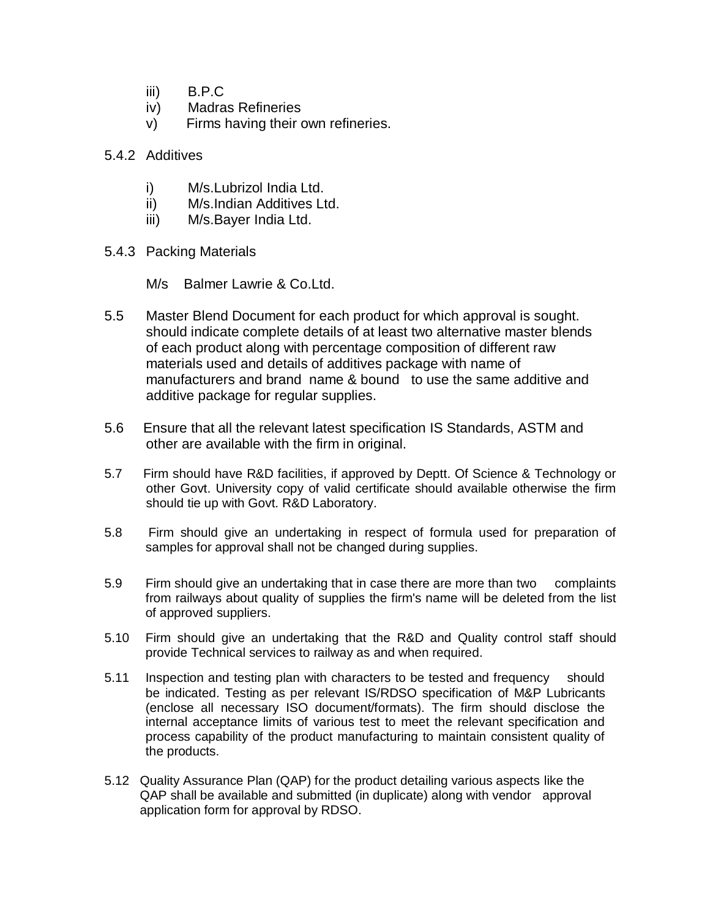iii) B.P.C

iv) Madras Refineries

v) Firms having their own refineries.

5.4.2 Additives

i) M/s.Lubrizol India Ltd.

ii) M/s.Indian Additives Ltd.

iii) M/s.Bayer India Ltd.

5.4.3 Packing Materials

M/s Balmer Lawrie & Co.Ltd.

5.5 Master Blend Document for each product for which approval is sought. should indicate complete details of at least two alternative master blends of each product along with percentage composition of different raw materials used and details of additives package with name of manufacturers and brand name & bound to use the same additive and additive package for regular supplies.

5.6 Ensure that all the relevant latest specification IS Standards, ASTM and other are available with the firm in original.

5.7 Firm should have R&D facilities, if approved by Deptt. Of Science & Technology or other Govt. University copy of valid certificate should available otherwise the firm should tie up with Govt. R&D Laboratory.

5.8 Firm should give an undertaking in respect of formula used for preparation of samples for approval shall not be changed during supplies.

5.9 Firm should give an undertaking that in case there are more than two complaints from railways about quality of supplies the firm's name will be deleted from the list of approved suppliers.

5.10 Firm should give an undertaking that the R&D and Quality control staff should provide Technical services to railway as and when required.

5.11 Inspection and testing plan with characters to be tested and frequency should be indicated. Testing as per relevant IS/RDSO specification of M&P Lubricants (enclose all necessary ISO document/formats). The firm should disclose the internal acceptance limits of various test to meet the relevant specification and process capability of the product manufacturing to maintain consistent quality of the products.

5.12 Quality Assurance Plan (QAP) for the product detailing various aspects like the QAP shall be available and submitted (in duplicate) along with vendor approval application form for approval by RDSO.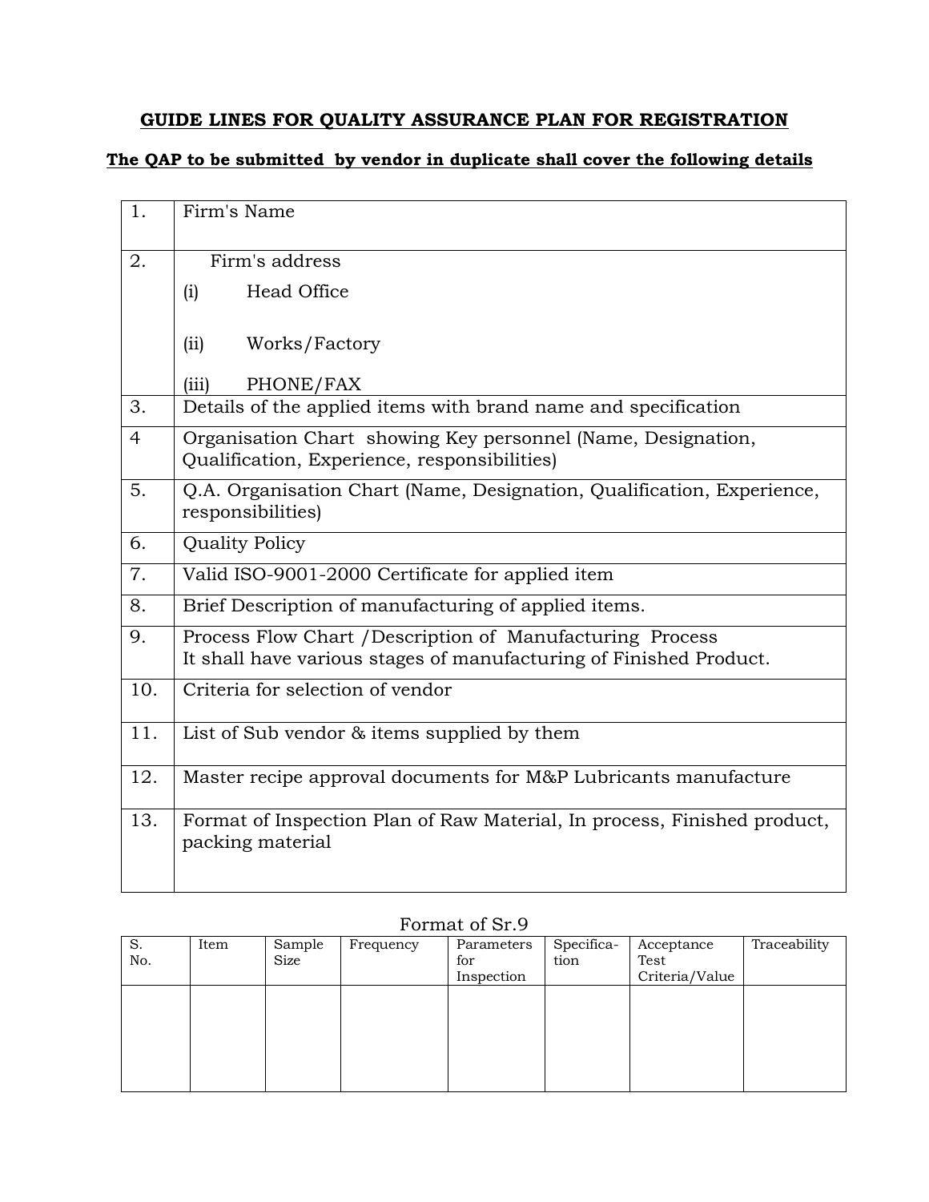## GUIDE LINES FOR QUALITY ASSURANCE PLAN FOR REGISTRATION

### The QAP to be submitted by vendor in duplicate shall cover the following details

| | |
|---|---|
| 1. | Firm's Name |
| 2. | Firm's address<br>(i) Head Office<br><br>(ii) Works/Factory<br><br>(iii) PHONE/FAX |
| 3. | Details of the applied items with brand name and specification |
| 4 | Organisation Chart showing Key personnel (Name, Designation, Qualification, Experience, responsibilities) |
| 5. | Q.A. Organisation Chart (Name, Designation, Qualification, Experience, responsibilities) |
| 6. | Quality Policy |
| 7. | Valid ISO-9001-2000 Certificate for applied item |
| 8. | Brief Description of manufacturing of applied items. |
| 9. | Process Flow Chart /Description of Manufacturing Process<br>It shall have various stages of manufacturing of Finished Product. |
| 10. | Criteria for selection of vendor |
| 11. | List of Sub vendor & items supplied by them |
| 12. | Master recipe approval documents for M&P Lubricants manufacture |
| 13. | Format of Inspection Plan of Raw Material, In process, Finished product, packing material |

Format of Sr.9

| S. No. | Item | Sample Size | Frequency | Parameters for Inspection | Specifica-tion | Acceptance Test Criteria/Value | Traceability |
|---|---|---|---|---|---|---|---|
| | | | | | | | |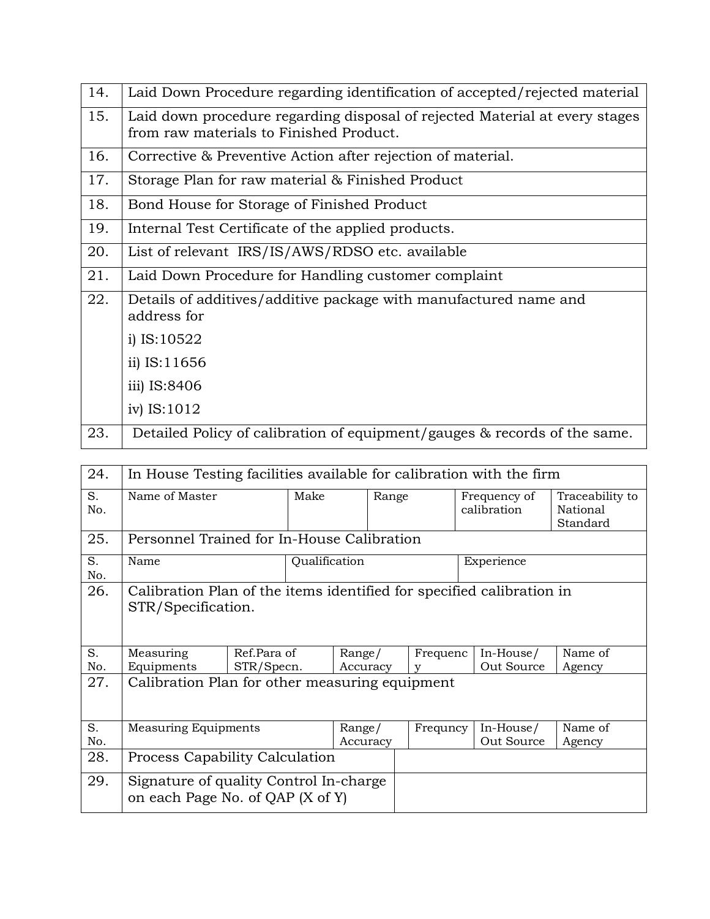| | |
|---|---|
| 14. | Laid Down Procedure regarding identification of accepted/rejected material |
| 15. | Laid down procedure regarding disposal of rejected Material at every stages from raw materials to Finished Product. |
| 16. | Corrective & Preventive Action after rejection of material. |
| 17. | Storage Plan for raw material & Finished Product |
| 18. | Bond House for Storage of Finished Product |
| 19. | Internal Test Certificate of the applied products. |
| 20. | List of relevant IRS/IS/AWS/RDSO etc. available |
| 21. | Laid Down Procedure for Handling customer complaint |
| 22. | Details of additives/additive package with manufactured name and address for<br>i) IS:10522<br>ii) IS:11656<br>iii) IS:8406<br>iv) IS:1012 |
| 23. | Detailed Policy of calibration of equipment/gauges & records of the same. |

| | | | | | | |
|---|---|---|---|---|---|---|
| 24. | In House Testing facilities available for calibration with the firm | | | | | |
| S. No. | Name of Master | Make | Range | | Frequency of calibration | Traceability to National Standard |
| 25. | Personnel Trained for In-House Calibration | | | | | |
| S. No. | Name | Qualification | | Experience | | |
| 26. | Calibration Plan of the items identified for specified calibration in STR/Specification. | | | | | |
| S. No. | Measuring Equipments | Ref.Para of STR/Specn. | Range/ Accuracy | Frequency | In-House/ Out Source | Name of Agency |
| 27. | Calibration Plan for other measuring equipment | | | | | |
| S. No. | Measuring Equipments | | Range/ Accuracy | Frequncy | In-House/ Out Source | Name of Agency |
| 28. | Process Capability Calculation | | | | | |
| 29. | Signature of quality Control In-charge on each Page No. of QAP (X of Y) | | | | | |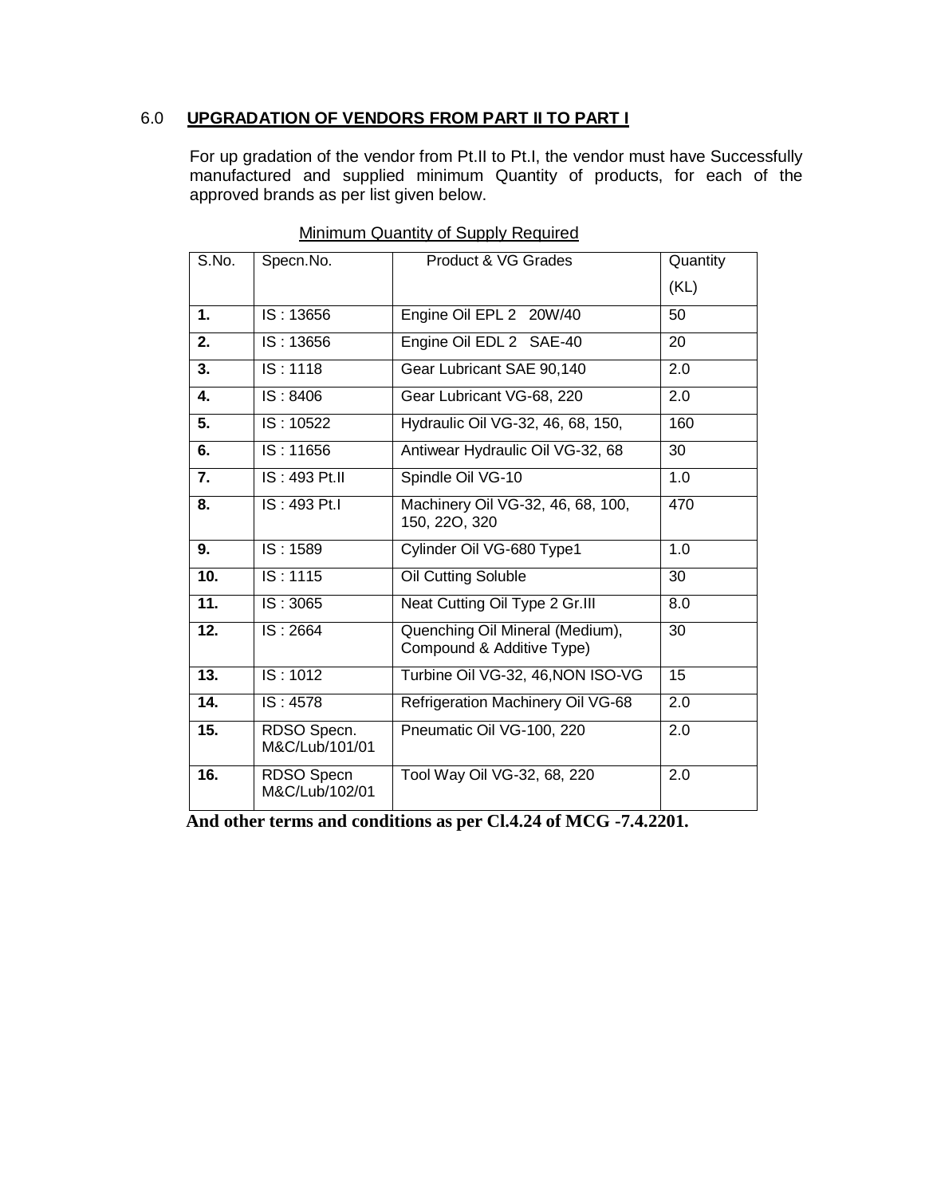## 6.0 UPGRADATION OF VENDORS FROM PART II TO PART I

For up gradation of the vendor from Pt.II to Pt.I, the vendor must have Successfully manufactured and supplied minimum Quantity of products, for each of the approved brands as per list given below.

Minimum Quantity of Supply Required

| S.No. | Specn.No. | Product & VG Grades | Quantity (KL) |
|---|---|---|---|
| **1.** | IS : 13656 | Engine Oil EPL 2 20W/40 | 50 |
| **2.** | IS : 13656 | Engine Oil EDL 2 SAE-40 | 20 |
| **3.** | IS : 1118 | Gear Lubricant SAE 90,140 | 2.0 |
| **4.** | IS : 8406 | Gear Lubricant VG-68, 220 | 2.0 |
| **5.** | IS : 10522 | Hydraulic Oil VG-32, 46, 68, 150, | 160 |
| **6.** | IS : 11656 | Antiwear Hydraulic Oil VG-32, 68 | 30 |
| **7.** | IS : 493 Pt.II | Spindle Oil VG-10 | 1.0 |
| **8.** | IS : 493 Pt.I | Machinery Oil VG-32, 46, 68, 100, 150, 22O, 320 | 470 |
| **9.** | IS : 1589 | Cylinder Oil VG-680 Type1 | 1.0 |
| **10.** | IS : 1115 | Oil Cutting Soluble | 30 |
| **11.** | IS : 3065 | Neat Cutting Oil Type 2 Gr.III | 8.0 |
| **12.** | IS : 2664 | Quenching Oil Mineral (Medium), Compound & Additive Type) | 30 |
| **13.** | IS : 1012 | Turbine Oil VG-32, 46,NON ISO-VG | 15 |
| **14.** | IS : 4578 | Refrigeration Machinery Oil VG-68 | 2.0 |
| **15.** | RDSO Specn. M&C/Lub/101/01 | Pneumatic Oil VG-100, 220 | 2.0 |
| **16.** | RDSO Specn M&C/Lub/102/01 | Tool Way Oil VG-32, 68, 220 | 2.0 |

**And other terms and conditions as per Cl.4.24 of MCG -7.4.2201.**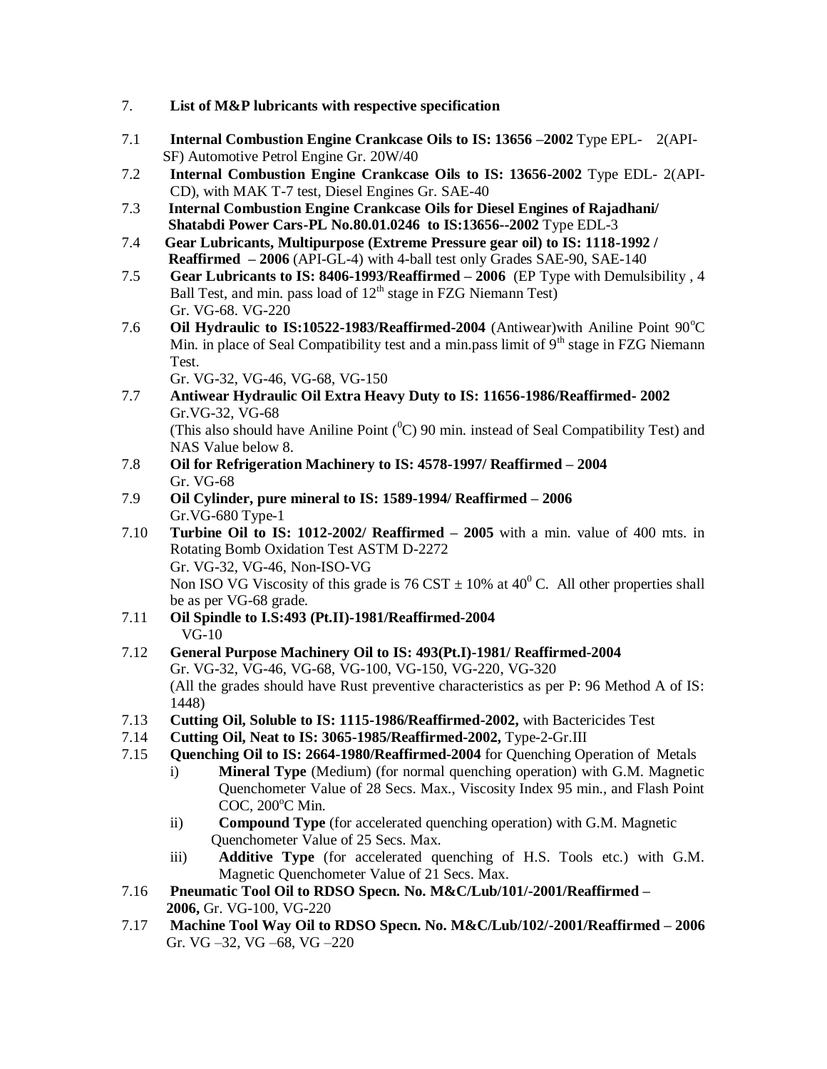7. **List of M&P lubricants with respective specification**

7.1 **Internal Combustion Engine Crankcase Oils to IS: 13656 –2002** Type EPL- 2(API-SF) Automotive Petrol Engine Gr. 20W/40

7.2 **Internal Combustion Engine Crankcase Oils to IS: 13656-2002** Type EDL- 2(API-CD), with MAK T-7 test, Diesel Engines Gr. SAE-40

7.3 **Internal Combustion Engine Crankcase Oils for Diesel Engines of Rajadhani/ Shatabdi Power Cars-PL No.80.01.0246 to IS:13656--2002** Type EDL-3

7.4 **Gear Lubricants, Multipurpose (Extreme Pressure gear oil) to IS: 1118-1992 / Reaffirmed – 2006** (API-GL-4) with 4-ball test only Grades SAE-90, SAE-140

7.5 **Gear Lubricants to IS: 8406-1993/Reaffirmed – 2006** (EP Type with Demulsibility , 4 Ball Test, and min. pass load of 12th stage in FZG Niemann Test)
Gr. VG-68. VG-220

7.6 **Oil Hydraulic to IS:10522-1983/Reaffirmed-2004** (Antiwear)with Aniline Point 90°C Min. in place of Seal Compatibility test and a min.pass limit of 9th stage in FZG Niemann Test.
Gr. VG-32, VG-46, VG-68, VG-150

7.7 **Antiwear Hydraulic Oil Extra Heavy Duty to IS: 11656-1986/Reaffirmed- 2002**
Gr.VG-32, VG-68
(This also should have Aniline Point (°C) 90 min. instead of Seal Compatibility Test) and NAS Value below 8.

7.8 **Oil for Refrigeration Machinery to IS: 4578-1997/ Reaffirmed – 2004**
Gr. VG-68

7.9 **Oil Cylinder, pure mineral to IS: 1589-1994/ Reaffirmed – 2006**
Gr.VG-680 Type-1

7.10 **Turbine Oil to IS: 1012-2002/ Reaffirmed – 2005** with a min. value of 400 mts. in Rotating Bomb Oxidation Test ASTM D-2272
Gr. VG-32, VG-46, Non-ISO-VG
Non ISO VG Viscosity of this grade is 76 CST ± 10% at 40° C. All other properties shall be as per VG-68 grade.

7.11 **Oil Spindle to I.S:493 (Pt.II)-1981/Reaffirmed-2004**
VG-10

7.12 **General Purpose Machinery Oil to IS: 493(Pt.I)-1981/ Reaffirmed-2004**
Gr. VG-32, VG-46, VG-68, VG-100, VG-150, VG-220, VG-320
(All the grades should have Rust preventive characteristics as per P: 96 Method A of IS: 1448)

7.13 **Cutting Oil, Soluble to IS: 1115-1986/Reaffirmed-2002,** with Bactericides Test

7.14 **Cutting Oil, Neat to IS: 3065-1985/Reaffirmed-2002,** Type-2-Gr.III

7.15 **Quenching Oil to IS: 2664-1980/Reaffirmed-2004** for Quenching Operation of Metals
   i) **Mineral Type** (Medium) (for normal quenching operation) with G.M. Magnetic Quenchometer Value of 28 Secs. Max., Viscosity Index 95 min., and Flash Point COC, 200°C Min.
   ii) **Compound Type** (for accelerated quenching operation) with G.M. Magnetic Quenchometer Value of 25 Secs. Max.
   iii) **Additive Type** (for accelerated quenching of H.S. Tools etc.) with G.M. Magnetic Quenchometer Value of 21 Secs. Max.

7.16 **Pneumatic Tool Oil to RDSO Specn. No. M&C/Lub/101/-2001/Reaffirmed – 2006,** Gr. VG-100, VG-220

7.17 **Machine Tool Way Oil to RDSO Specn. No. M&C/Lub/102/-2001/Reaffirmed – 2006**
Gr. VG –32, VG –68, VG –220